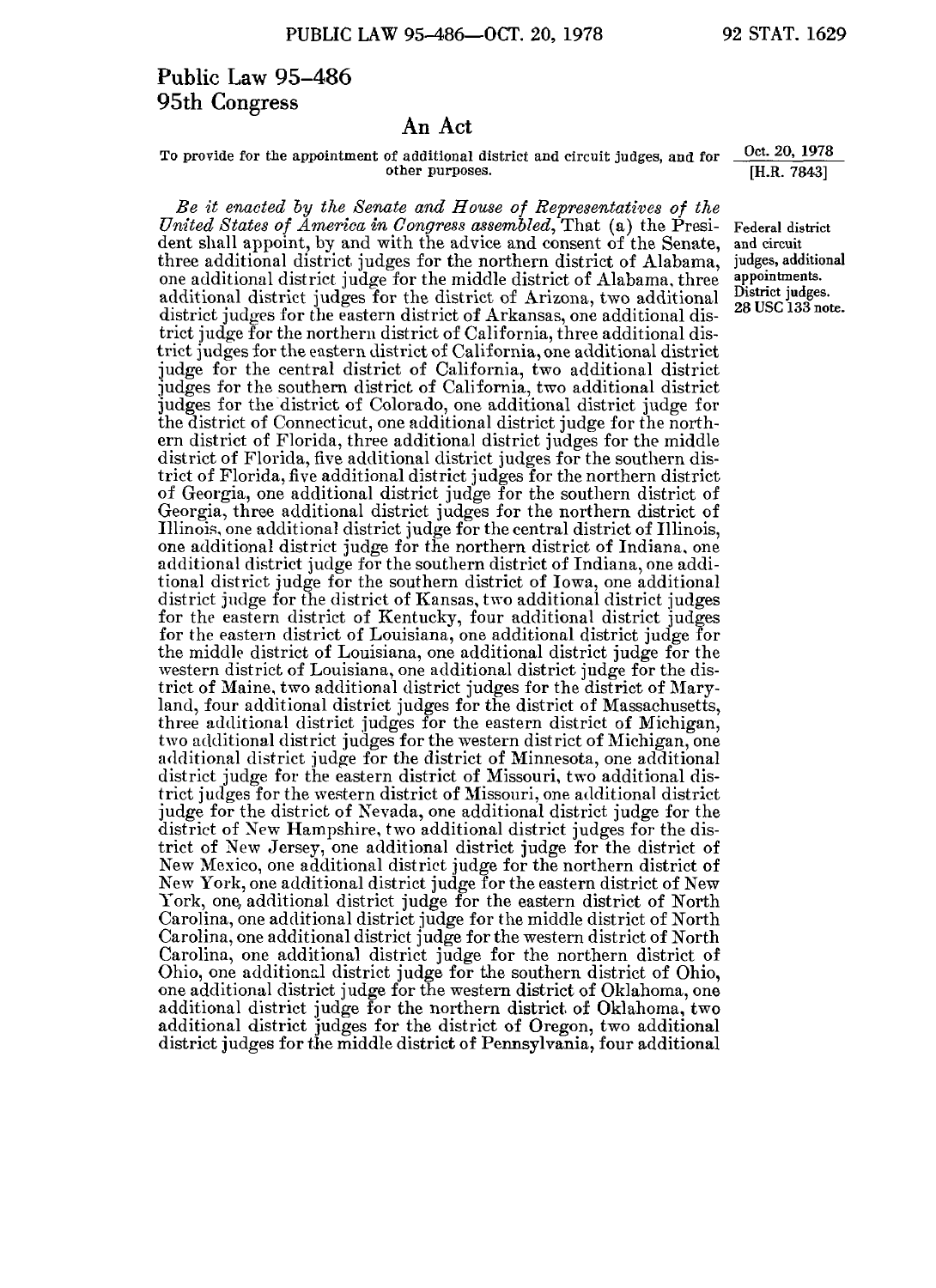# Public Law 95-486
## 95th Congress

### An Act

To provide for the appointment of additional district and circuit judges, and for other purposes.

Oct. 20, 1978
[H.R. 7843]

Federal district and circuit judges, additional appointments.
District judges.
28 USC 133 note.

*Be it enacted by the Senate and House of Representatives of the United States of America in Congress assembled*, That (a) the President shall appoint, by and with the advice and consent of the Senate, three additional district judges for the northern district of Alabama, one additional district judge for the middle district of Alabama, three additional district judges for the district of Arizona, two additional district judges for the eastern district of Arkansas, one additional district judge for the northern district of California, three additional district judges for the eastern district of California, one additional district judge for the central district of California, two additional district judges for the southern district of California, two additional district judges for the district of Colorado, one additional district judge for the district of Connecticut, one additional district judge for the northern district of Florida, three additional district judges for the middle district of Florida, five additional district judges for the southern district of Florida, five additional district judges for the northern district of Georgia, one additional district judge for the southern district of Georgia, three additional district judges for the northern district of Illinois, one additional district judge for the central district of Illinois, one additional district judge for the northern district of Indiana, one additional district judge for the southern district of Indiana, one additional district judge for the southern district of Iowa, one additional district judge for the district of Kansas, two additional district judges for the eastern district of Kentucky, four additional district judges for the eastern district of Louisiana, one additional district judge for the middle district of Louisiana, one additional district judge for the western district of Louisiana, one additional district judge for the district of Maine, two additional district judges for the district of Maryland, four additional district judges for the district of Massachusetts, three additional district judges for the eastern district of Michigan, two additional district judges for the western district of Michigan, one additional district judge for the district of Minnesota, one additional district judge for the eastern district of Missouri, two additional district judges for the western district of Missouri, one additional district judge for the district of Nevada, one additional district judge for the district of New Hampshire, two additional district judges for the district of New Jersey, one additional district judge for the district of New Mexico, one additional district judge for the northern district of New York, one additional district judge for the eastern district of New York, one additional district judge for the eastern district of North Carolina, one additional district judge for the middle district of North Carolina, one additional district judge for the western district of North Carolina, one additional district judge for the northern district of Ohio, one additional district judge for the southern district of Ohio, one additional district judge for the western district of Oklahoma, one additional district judge for the northern district of Oklahoma, two additional district judges for the district of Oregon, two additional district judges for the middle district of Pennsylvania, four additional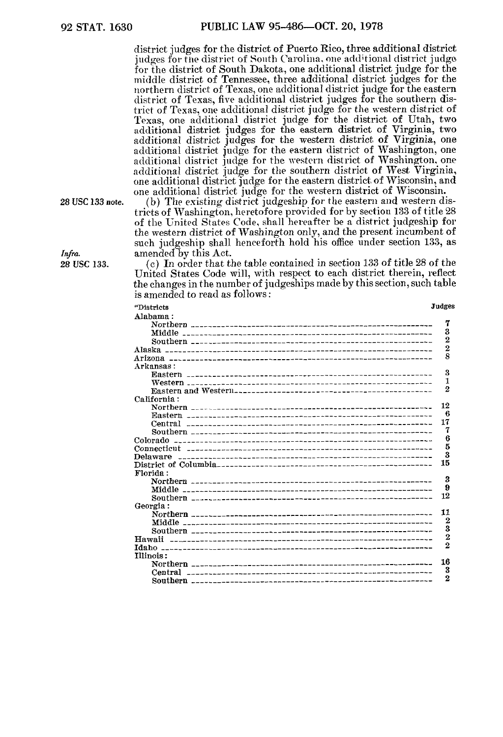district judges for the district of Puerto Rico, three additional district judges for the district of South Carolina, one additional district judge for the district of South Dakota, one additional district judge for the middle district of Tennessee, three additional district judges for the northern district of Texas, one additional district judge for the eastern district of Texas, five additional district judges for the southern district of Texas, one additional district judge for the western district of Texas, one additional district judge for the district of Utah, two additional district judges for the eastern district of Virginia, two additional district judges for the western district of Virginia, one additional district judge for the eastern district of Washington, one additional district judge for the western district of Washington, one additional district judge for the southern district of West Virginia, one additional district judge for the eastern district of Wisconsin, and one additional district judge for the western district of Wisconsin.

28 USC 133 note.

(b) The existing district judgeship for the eastern and western districts of Washington, heretofore provided for by section 133 of title 28 of the United States Code, shall hereafter be a district judgeship for the western district of Washington only, and the present incumbent of such judgeship shall henceforth hold his office under section 133, as amended by this Act.

*Infra.*

28 USC 133.

(c) In order that the table contained in section 133 of title 28 of the United States Code will, with respect to each district therein, reflect the changes in the number of judgeships made by this section, such table is amended to read as follows:

| "Districts | Judges |
|---|---|
| Alabama: | |
| Northern | 7 |
| Middle | 3 |
| Southern | 2 |
| Alaska | 2 |
| Arizona | 8 |
| Arkansas: | |
| Eastern | 3 |
| Western | 1 |
| Eastern and Western | 2 |
| California: | |
| Northern | 12 |
| Eastern | 6 |
| Central | 17 |
| Southern | 7 |
| Colorado | 6 |
| Connecticut | 5 |
| Delaware | 3 |
| District of Columbia | 15 |
| Florida: | |
| Northern | 3 |
| Middle | 9 |
| Southern | 12 |
| Georgia: | |
| Northern | 11 |
| Middle | 2 |
| Southern | 3 |
| Hawaii | 2 |
| Idaho | 2 |
| Illinois: | |
| Northern | 16 |
| Central | 3 |
| Southern | 2 |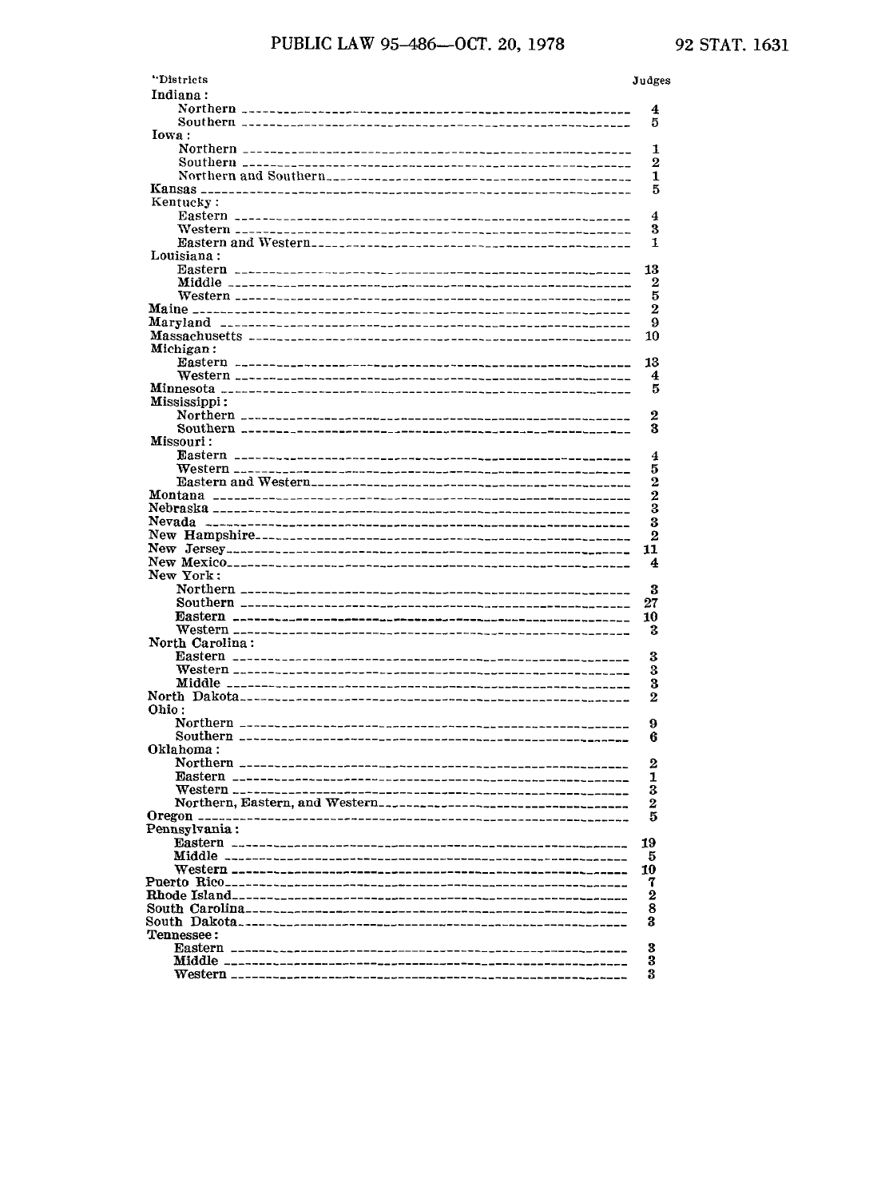| "Districts | Judges |
|---|---|
| Indiana: | |
| Northern | 4 |
| Southern | 5 |
| Iowa: | |
| Northern | 1 |
| Southern | 2 |
| Northern and Southern | 1 |
| Kansas | 5 |
| Kentucky: | |
| Eastern | 4 |
| Western | 3 |
| Eastern and Western | 1 |
| Louisiana: | |
| Eastern | 13 |
| Middle | 2 |
| Western | 5 |
| Maine | 2 |
| Maryland | 9 |
| Massachusetts | 10 |
| Michigan: | |
| Eastern | 13 |
| Western | 4 |
| Minnesota | 5 |
| Mississippi: | |
| Northern | 2 |
| Southern | 3 |
| Missouri: | |
| Eastern | 4 |
| Western | 5 |
| Eastern and Western | 2 |
| Montana | 2 |
| Nebraska | 3 |
| Nevada | 3 |
| New Hampshire | 2 |
| New Jersey | 11 |
| New Mexico | 4 |
| New York: | |
| Northern | 3 |
| Southern | 27 |
| Eastern | 10 |
| Western | 3 |
| North Carolina: | |
| Eastern | 3 |
| Western | 3 |
| Middle | 3 |
| North Dakota | 2 |
| Ohio: | |
| Northern | 9 |
| Southern | 6 |
| Oklahoma: | |
| Northern | 2 |
| Eastern | 1 |
| Western | 3 |
| Northern, Eastern, and Western | 2 |
| Oregon | 5 |
| Pennsylvania: | |
| Eastern | 19 |
| Middle | 5 |
| Western | 10 |
| Puerto Rico | 7 |
| Rhode Island | 2 |
| South Carolina | 8 |
| South Dakota | 3 |
| Tennessee: | |
| Eastern | 3 |
| Middle | 3 |
| Western | 3 |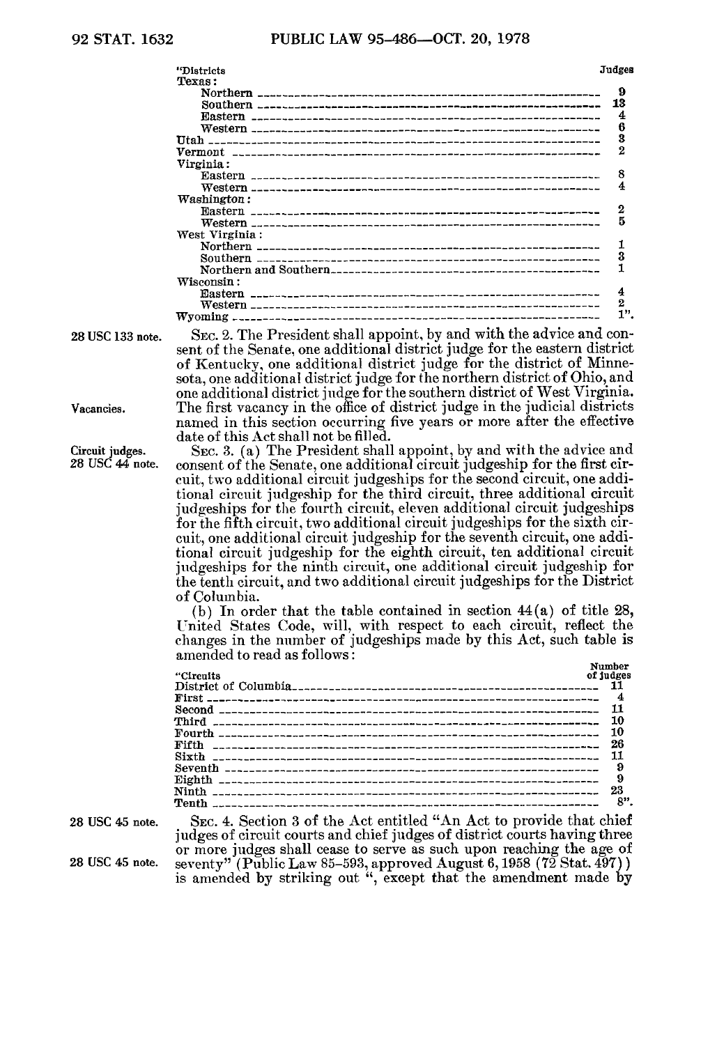| "Districts | Judges |
|---|---|
| Texas: | |
| Northern | 9 |
| Southern | 13 |
| Eastern | 4 |
| Western | 6 |
| Utah | 3 |
| Vermont | 2 |
| Virginia: | |
| Eastern | 8 |
| Western | 4 |
| Washington: | |
| Eastern | 2 |
| Western | 5 |
| West Virginia: | |
| Northern | 1 |
| Southern | 3 |
| Northern and Southern | 1 |
| Wisconsin: | |
| Eastern | 4 |
| Western | 2 |
| Wyoming | 1". |

28 USC 133 note.

SEC. 2. The President shall appoint, by and with the advice and consent of the Senate, one additional district judge for the eastern district of Kentucky, one additional district judge for the district of Minnesota, one additional district judge for the northern district of Ohio, and one additional district judge for the southern district of West Virginia.

Vacancies.

The first vacancy in the office of district judge in the judicial districts named in this section occurring five years or more after the effective date of this Act shall not be filled.

Circuit judges.
28 USC 44 note.

SEC. 3. (a) The President shall appoint, by and with the advice and consent of the Senate, one additional circuit judgeship for the first circuit, two additional circuit judgeships for the second circuit, one additional circuit judgeship for the third circuit, three additional circuit judgeships for the fourth circuit, eleven additional circuit judgeships for the fifth circuit, two additional circuit judgeships for the sixth circuit, one additional circuit judgeship for the seventh circuit, one additional circuit judgeship for the eighth circuit, ten additional circuit judgeships for the ninth circuit, one additional circuit judgeship for the tenth circuit, and two additional circuit judgeships for the District of Columbia.

(b) In order that the table contained in section 44(a) of title 28, United States Code, will, with respect to each circuit, reflect the changes in the number of judgeships made by this Act, such table is amended to read as follows:

| "Circuits | Number of judges |
|---|---|
| District of Columbia | 11 |
| First | 4 |
| Second | 11 |
| Third | 10 |
| Fourth | 10 |
| Fifth | 26 |
| Sixth | 11 |
| Seventh | 9 |
| Eighth | 9 |
| Ninth | 23 |
| Tenth | 8". |

28 USC 45 note.

SEC. 4. Section 3 of the Act entitled "An Act to provide that chief judges of circuit courts and chief judges of district courts having three or more judges shall cease to serve as such upon reaching the age of seventy" (Public Law 85–593, approved August 6, 1958 (72 Stat. 497)) is amended by striking out ", except that the amendment made by

28 USC 45 note.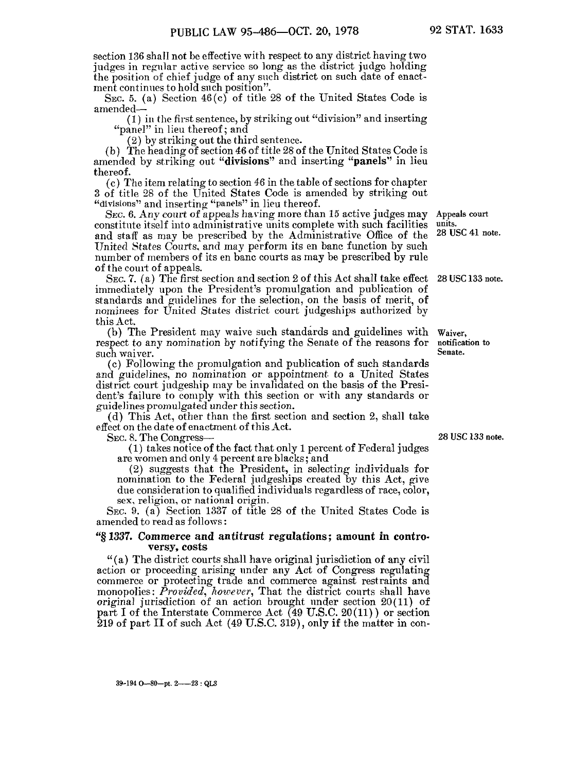section 136 shall not be effective with respect to any district having two judges in regular active service so long as the district judge holding the position of chief judge of any such district on such date of enactment continues to hold such position".

SEC. 5. (a) Section 46(c) of title 28 of the United States Code is amended—

(1) in the first sentence, by striking out "division" and inserting "panel" in lieu thereof; and

(2) by striking out the third sentence.

(b) The heading of section 46 of title 28 of the United States Code is amended by striking out "**divisions**" and inserting "**panels**" in lieu thereof.

(c) The item relating to section 46 in the table of sections for chapter 3 of title 28 of the United States Code is amended by striking out "divisions" and inserting "panels" in lieu thereof.

SEC. 6. Any court of appeals having more than 15 active judges may constitute itself into administrative units complete with such facilities and staff as may be prescribed by the Administrative Office of the United States Courts, and may perform its en banc function by such number of members of its en banc courts as may be prescribed by rule of the court of appeals.

Appeals court units. 28 USC 41 note.

SEC. 7. (a) The first section and section 2 of this Act shall take effect immediately upon the President's promulgation and publication of standards and guidelines for the selection, on the basis of merit, of nominees for United States district court judgeships authorized by this Act.

28 USC 133 note.

(b) The President may waive such standards and guidelines with respect to any nomination by notifying the Senate of the reasons for such waiver.

Waiver, notification to Senate.

(c) Following the promulgation and publication of such standards and guidelines, no nomination or appointment to a United States district court judgeship may be invalidated on the basis of the President's failure to comply with this section or with any standards or guidelines promulgated under this section.

(d) This Act, other than the first section and section 2, shall take effect on the date of enactment of this Act.

SEC. 8. The Congress—

28 USC 133 note.

(1) takes notice of the fact that only 1 percent of Federal judges are women and only 4 percent are blacks; and

(2) suggests that the President, in selecting individuals for nomination to the Federal judgeships created by this Act, give due consideration to qualified individuals regardless of race, color, sex, religion, or national origin.

SEC. 9. (a) Section 1337 of title 28 of the United States Code is amended to read as follows:

**"§ 1337. Commerce and antitrust regulations; amount in controversy, costs**

"(a) The district courts shall have original jurisdiction of any civil action or proceeding arising under any Act of Congress regulating commerce or protecting trade and commerce against restraints and monopolies: *Provided, however*, That the district courts shall have original jurisdiction of an action brought under section 20(11) of part I of the Interstate Commerce Act (49 U.S.C. 20(11)) or section 219 of part II of such Act (49 U.S.C. 319), only if the matter in con-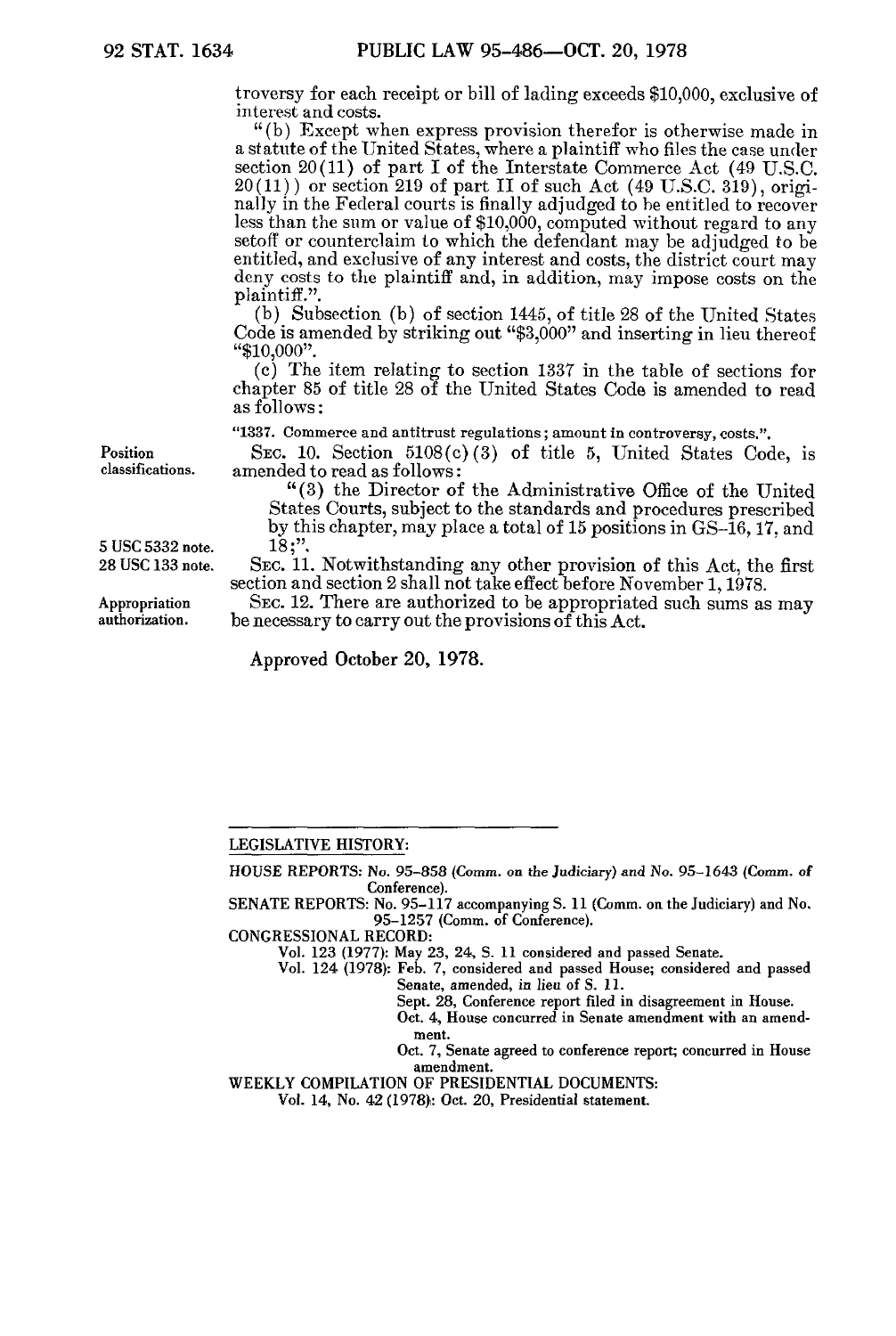troversy for each receipt or bill of lading exceeds $10,000, exclusive of interest and costs.

"(b) Except when express provision therefor is otherwise made in a statute of the United States, where a plaintiff who files the case under section 20(11) of part I of the Interstate Commerce Act (49 U.S.C. 20(11)) or section 219 of part II of such Act (49 U.S.C. 319), originally in the Federal courts is finally adjudged to be entitled to recover less than the sum or value of $10,000, computed without regard to any setoff or counterclaim to which the defendant may be adjudged to be entitled, and exclusive of any interest and costs, the district court may deny costs to the plaintiff and, in addition, may impose costs on the plaintiff.".

(b) Subsection (b) of section 1445, of title 28 of the United States Code is amended by striking out "$3,000" and inserting in lieu thereof "$10,000".

(c) The item relating to section 1337 in the table of sections for chapter 85 of title 28 of the United States Code is amended to read as follows:

"1337. Commerce and antitrust regulations; amount in controversy, costs.".

Position classifications.

SEC. 10. Section 5108(c)(3) of title 5, United States Code, is amended to read as follows:

"(3) the Director of the Administrative Office of the United States Courts, subject to the standards and procedures prescribed by this chapter, may place a total of 15 positions in GS-16, 17, and 18;".

5 USC 5332 note.
28 USC 133 note.

SEC. 11. Notwithstanding any other provision of this Act, the first section and section 2 shall not take effect before November 1, 1978.

Appropriation authorization.

SEC. 12. There are authorized to be appropriated such sums as may be necessary to carry out the provisions of this Act.

Approved October 20, 1978.

---

LEGISLATIVE HISTORY:

HOUSE REPORTS: No. 95-858 (Comm. on the Judiciary) and No. 95-1643 (Comm. of Conference).

SENATE REPORTS: No. 95-117 accompanying S. 11 (Comm. on the Judiciary) and No. 95-1257 (Comm. of Conference).

CONGRESSIONAL RECORD:

- Vol. 123 (1977): May 23, 24, S. 11 considered and passed Senate.
- Vol. 124 (1978): Feb. 7, considered and passed House; considered and passed Senate, amended, in lieu of S. 11.
  - Sept. 28, Conference report filed in disagreement in House.
  - Oct. 4, House concurred in Senate amendment with an amendment.
  - Oct. 7, Senate agreed to conference report; concurred in House amendment.

WEEKLY COMPILATION OF PRESIDENTIAL DOCUMENTS:

- Vol. 14, No. 42 (1978): Oct. 20, Presidential statement.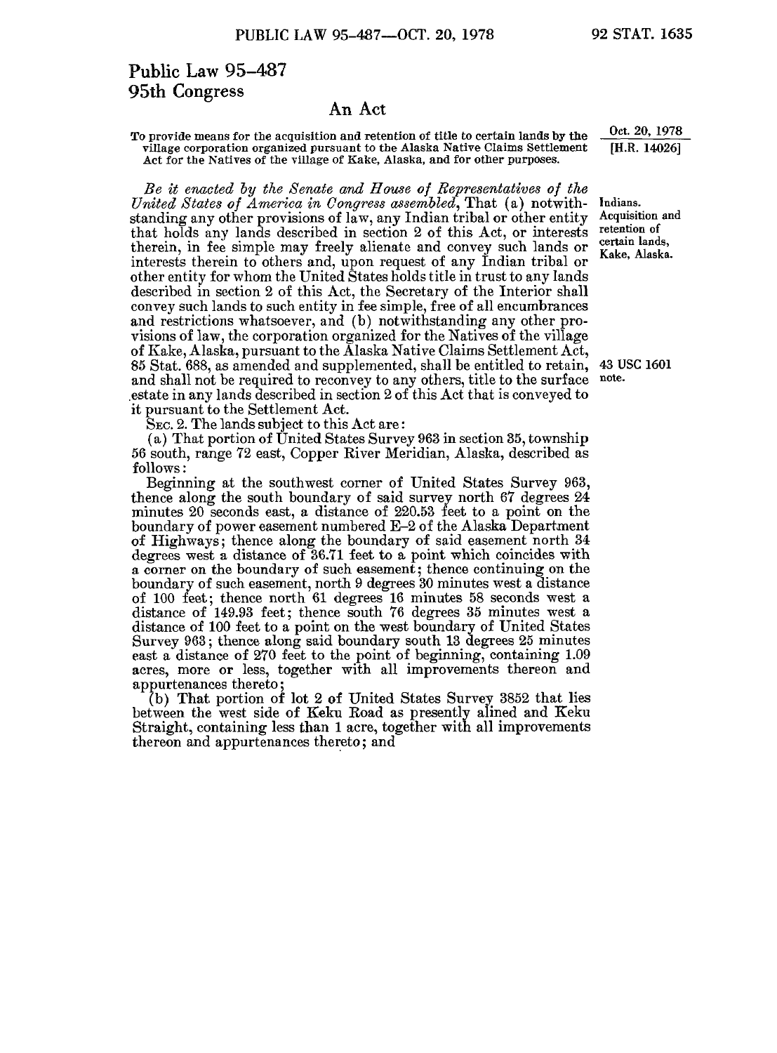# Public Law 95-487
## 95th Congress

### An Act

To provide means for the acquisition and retention of title to certain lands by the village corporation organized pursuant to the Alaska Native Claims Settlement Act for the Natives of the village of Kake, Alaska, and for other purposes.

Oct. 20, 1978
[H.R. 14026]

*Be it enacted by the Senate and House of Representatives of the United States of America in Congress assembled*, That (a) notwithstanding any other provisions of law, any Indian tribal or other entity that holds any lands described in section 2 of this Act, or interests therein, in fee simple may freely alienate and convey such lands or interests therein to others and, upon request of any Indian tribal or other entity for whom the United States holds title in trust to any lands described in section 2 of this Act, the Secretary of the Interior shall convey such lands to such entity in fee simple, free of all encumbrances and restrictions whatsoever, and (b) notwithstanding any other provisions of law, the corporation organized for the Natives of the village of Kake, Alaska, pursuant to the Alaska Native Claims Settlement Act, 85 Stat. 688, as amended and supplemented, shall be entitled to retain, and shall not be required to reconvey to any others, title to the surface estate in any lands described in section 2 of this Act that is conveyed to it pursuant to the Settlement Act.

Indians. Acquisition and retention of certain lands, Kake, Alaska.

43 USC 1601 note.

SEC. 2. The lands subject to this Act are:

(a) That portion of United States Survey 963 in section 35, township 56 south, range 72 east, Copper River Meridian, Alaska, described as follows:

Beginning at the southwest corner of United States Survey 963, thence along the south boundary of said survey north 67 degrees 24 minutes 20 seconds east, a distance of 220.53 feet to a point on the boundary of power easement numbered E-2 of the Alaska Department of Highways; thence along the boundary of said easement north 34 degrees west a distance of 36.71 feet to a point which coincides with a corner on the boundary of such easement; thence continuing on the boundary of such easement, north 9 degrees 30 minutes west a distance of 100 feet; thence north 61 degrees 16 minutes 58 seconds west a distance of 149.93 feet; thence south 76 degrees 35 minutes west a distance of 100 feet to a point on the west boundary of United States Survey 963; thence along said boundary south 13 degrees 25 minutes east a distance of 270 feet to the point of beginning, containing 1.09 acres, more or less, together with all improvements thereon and appurtenances thereto;

(b) That portion of lot 2 of United States Survey 3852 that lies between the west side of Keku Road as presently alined and Keku Straight, containing less than 1 acre, together with all improvements thereon and appurtenances thereto; and